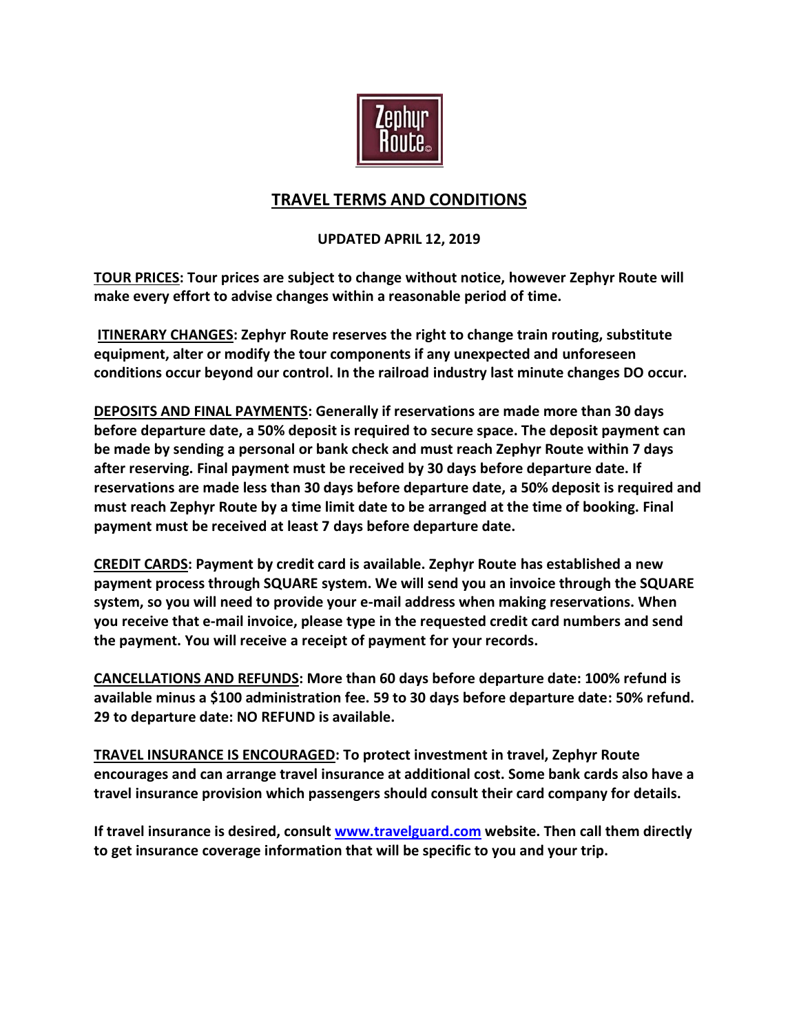# TRAVEL TERMS AND CONDITIONS

**UPDATED APRIL 12, 2019**

**TOUR PRICES: Tour prices are subject to change without notice, however Zephyr Route will make every effort to advise changes within a reasonable period of time.**

**ITINERARY CHANGES: Zephyr Route reserves the right to change train routing, substitute equipment, alter or modify the tour components if any unexpected and unforeseen conditions occur beyond our control. In the railroad industry last minute changes DO occur.**

**DEPOSITS AND FINAL PAYMENTS: Generally if reservations are made more than 30 days before departure date, a 50% deposit is required to secure space. The deposit payment can be made by sending a personal or bank check and must reach Zephyr Route within 7 days after reserving. Final payment must be received by 30 days before departure date. If reservations are made less than 30 days before departure date, a 50% deposit is required and must reach Zephyr Route by a time limit date to be arranged at the time of booking. Final payment must be received at least 7 days before departure date.**

**CREDIT CARDS: Payment by credit card is available. Zephyr Route has established a new payment process through SQUARE system. We will send you an invoice through the SQUARE system, so you will need to provide your e-mail address when making reservations. When you receive that e-mail invoice, please type in the requested credit card numbers and send the payment. You will receive a receipt of payment for your records.**

**CANCELLATIONS AND REFUNDS: More than 60 days before departure date: 100% refund is available minus a $100 administration fee. 59 to 30 days before departure date: 50% refund. 29 to departure date: NO REFUND is available.**

**TRAVEL INSURANCE IS ENCOURAGED: To protect investment in travel, Zephyr Route encourages and can arrange travel insurance at additional cost. Some bank cards also have a travel insurance provision which passengers should consult their card company for details.**

**If travel insurance is desired, consult [www.travelguard.com](http://www.travelguard.com) website. Then call them directly to get insurance coverage information that will be specific to you and your trip.**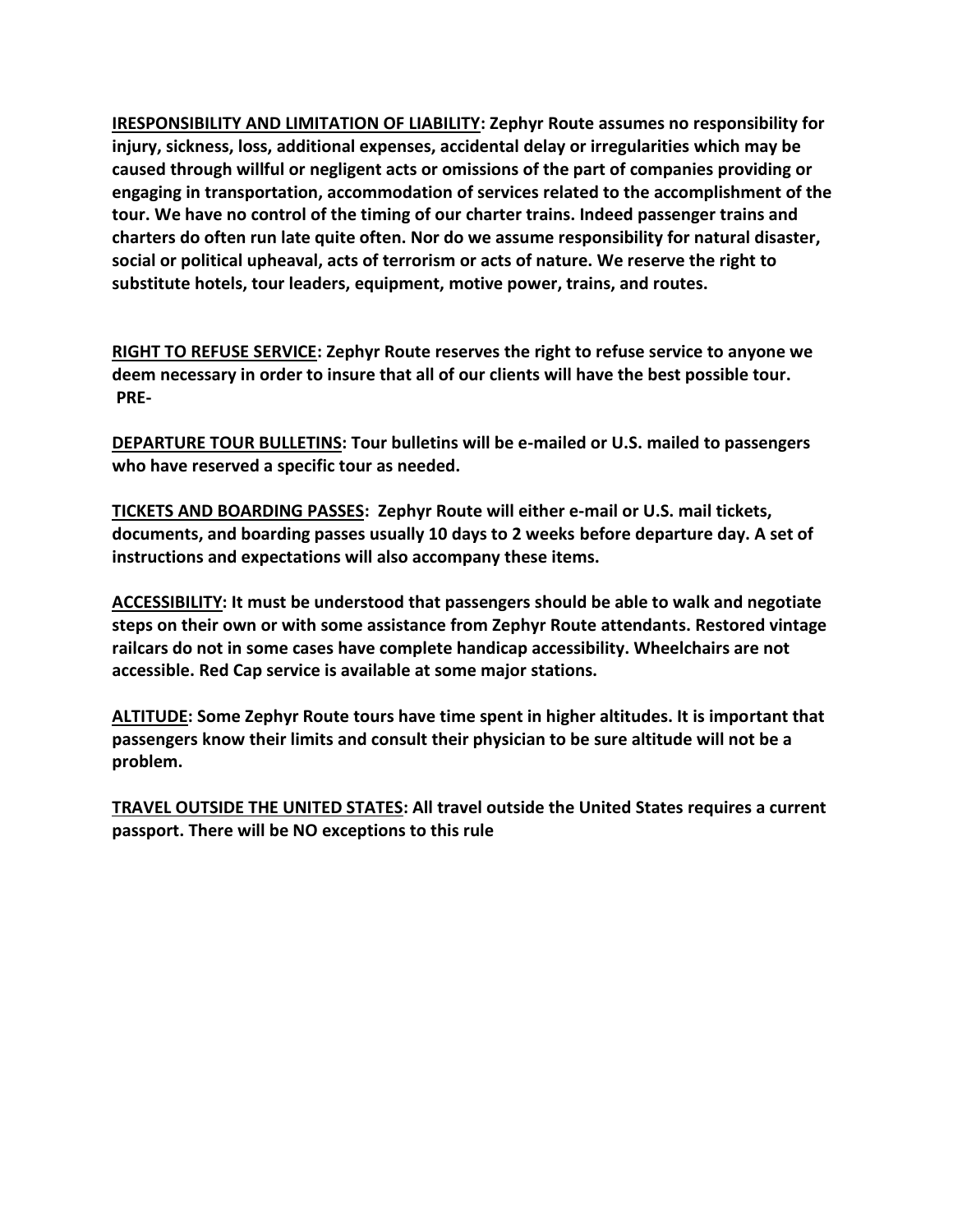**<u>IRESPONSIBILITY AND LIMITATION OF LIABILITY</u>: Zephyr Route assumes no responsibility for injury, sickness, loss, additional expenses, accidental delay or irregularities which may be caused through willful or negligent acts or omissions of the part of companies providing or engaging in transportation, accommodation of services related to the accomplishment of the tour. We have no control of the timing of our charter trains. Indeed passenger trains and charters do often run late quite often. Nor do we assume responsibility for natural disaster, social or political upheaval, acts of terrorism or acts of nature. We reserve the right to substitute hotels, tour leaders, equipment, motive power, trains, and routes.**

**<u>RIGHT TO REFUSE SERVICE</u>: Zephyr Route reserves the right to refuse service to anyone we deem necessary in order to insure that all of our clients will have the best possible tour. PRE-**

**<u>DEPARTURE TOUR BULLETINS</u>: Tour bulletins will be e-mailed or U.S. mailed to passengers who have reserved a specific tour as needed.**

**<u>TICKETS AND BOARDING PASSES</u>: Zephyr Route will either e-mail or U.S. mail tickets, documents, and boarding passes usually 10 days to 2 weeks before departure day. A set of instructions and expectations will also accompany these items.**

**<u>ACCESSIBILITY</u>: It must be understood that passengers should be able to walk and negotiate steps on their own or with some assistance from Zephyr Route attendants. Restored vintage railcars do not in some cases have complete handicap accessibility. Wheelchairs are not accessible. Red Cap service is available at some major stations.**

**<u>ALTITUDE</u>: Some Zephyr Route tours have time spent in higher altitudes. It is important that passengers know their limits and consult their physician to be sure altitude will not be a problem.**

**<u>TRAVEL OUTSIDE THE UNITED STATES</u>: All travel outside the United States requires a current passport. There will be NO exceptions to this rule**